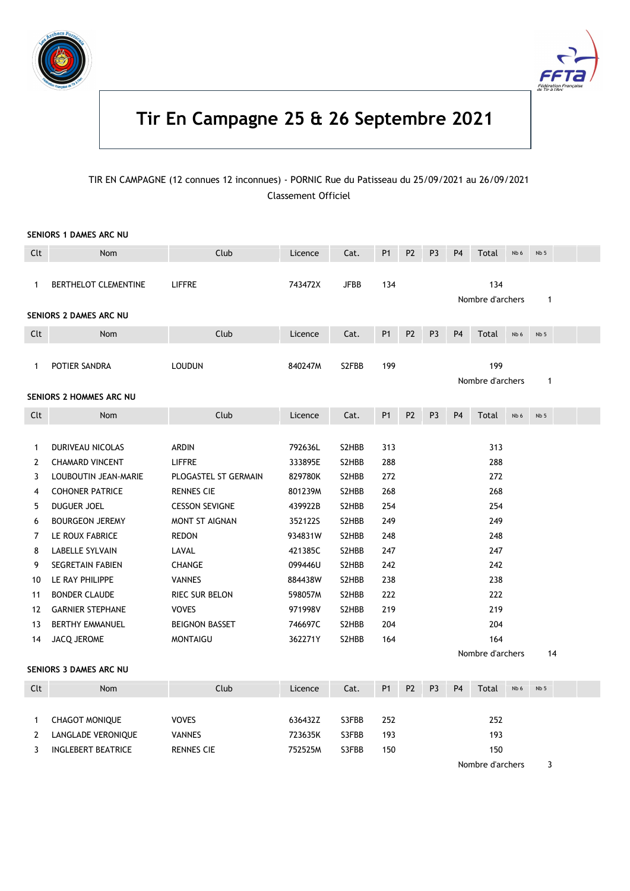# Tir En Campagne 25 & 26 Septembre 2021

TIR EN CAMPAGNE (12 connues 12 inconnues) - PORNIC Rue du Patisseau du 25/09/2021 au 26/09/2021

Classement Officiel

### SENIORS 1 DAMES ARC NU

| Clt | Nom | Club | Licence | Cat. | P1 | P2 | P3 | P4 | Total | Nb 6 | Nb 5 |
|---|---|---|---|---|---|---|---|---|---|---|---|
| 1 | BERTHELOT CLEMENTINE | LIFFRE | 743472X | JFBB | 134 | | | | 134 | | |

Nombre d'archers 1

### SENIORS 2 DAMES ARC NU

| Clt | Nom | Club | Licence | Cat. | P1 | P2 | P3 | P4 | Total | Nb 6 | Nb 5 |
|---|---|---|---|---|---|---|---|---|---|---|---|
| 1 | POTIER SANDRA | LOUDUN | 840247M | S2FBB | 199 | | | | 199 | | |

Nombre d'archers 1

### SENIORS 2 HOMMES ARC NU

| Clt | Nom | Club | Licence | Cat. | P1 | P2 | P3 | P4 | Total | Nb 6 | Nb 5 |
|---|---|---|---|---|---|---|---|---|---|---|---|
| 1 | DURIVEAU NICOLAS | ARDIN | 792636L | S2HBB | 313 | | | | 313 | | |
| 2 | CHAMARD VINCENT | LIFFRE | 333895E | S2HBB | 288 | | | | 288 | | |
| 3 | LOUBOUTIN JEAN-MARIE | PLOGASTEL ST GERMAIN | 829780K | S2HBB | 272 | | | | 272 | | |
| 4 | COHONER PATRICE | RENNES CIE | 801239M | S2HBB | 268 | | | | 268 | | |
| 5 | DUGUER JOEL | CESSON SEVIGNE | 439922B | S2HBB | 254 | | | | 254 | | |
| 6 | BOURGEON JEREMY | MONT ST AIGNAN | 352122S | S2HBB | 249 | | | | 249 | | |
| 7 | LE ROUX FABRICE | REDON | 934831W | S2HBB | 248 | | | | 248 | | |
| 8 | LABELLE SYLVAIN | LAVAL | 421385C | S2HBB | 247 | | | | 247 | | |
| 9 | SEGRETAIN FABIEN | CHANGE | 099446U | S2HBB | 242 | | | | 242 | | |
| 10 | LE RAY PHILIPPE | VANNES | 884438W | S2HBB | 238 | | | | 238 | | |
| 11 | BONDER CLAUDE | RIEC SUR BELON | 598057M | S2HBB | 222 | | | | 222 | | |
| 12 | GARNIER STEPHANE | VOVES | 971998V | S2HBB | 219 | | | | 219 | | |
| 13 | BERTHY EMMANUEL | BEIGNON BASSET | 746697C | S2HBB | 204 | | | | 204 | | |
| 14 | JACQ JEROME | MONTAIGU | 362271Y | S2HBB | 164 | | | | 164 | | |

Nombre d'archers 14

### SENIORS 3 DAMES ARC NU

| Clt | Nom | Club | Licence | Cat. | P1 | P2 | P3 | P4 | Total | Nb 6 | Nb 5 |
|---|---|---|---|---|---|---|---|---|---|---|---|
| 1 | CHAGOT MONIQUE | VOVES | 636432Z | S3FBB | 252 | | | | 252 | | |
| 2 | LANGLADE VERONIQUE | VANNES | 723635K | S3FBB | 193 | | | | 193 | | |
| 3 | INGLEBERT BEATRICE | RENNES CIE | 752525M | S3FBB | 150 | | | | 150 | | |

Nombre d'archers 3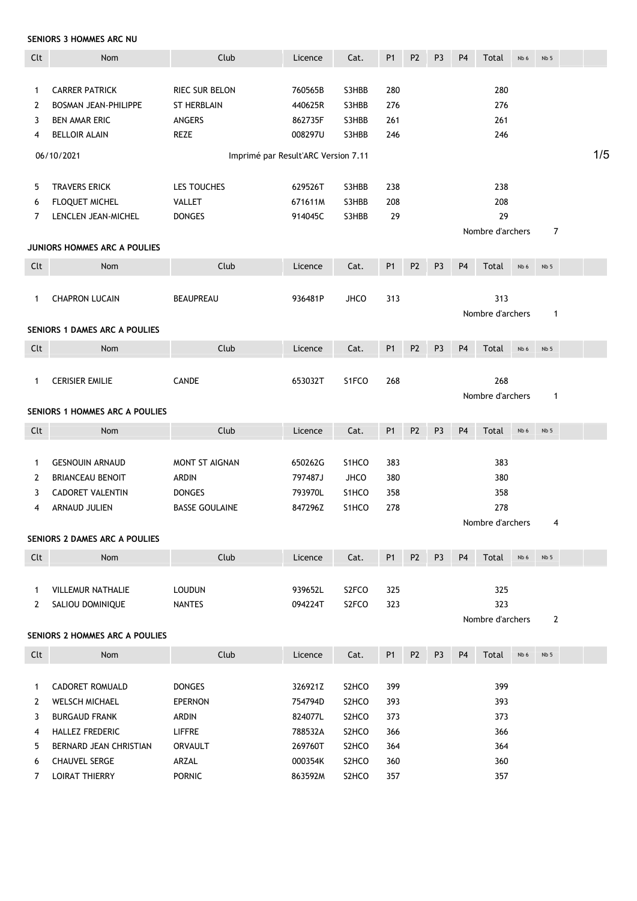**SENIORS 3 HOMMES ARC NU**

| Clt | Nom | Club | Licence | Cat. | P1 | P2 | P3 | P4 | Total | Nb 6 | Nb 5 |
|---|---|---|---|---|---|---|---|---|---|---|---|
| 1 | CARRER PATRICK | RIEC SUR BELON | 760565B | S3HBB | 280 | | | | 280 | | |
| 2 | BOSMAN JEAN-PHILIPPE | ST HERBLAIN | 440625R | S3HBB | 276 | | | | 276 | | |
| 3 | BEN AMAR ERIC | ANGERS | 862735F | S3HBB | 261 | | | | 261 | | |
| 4 | BELLOIR ALAIN | REZE | 008297U | S3HBB | 246 | | | | 246 | | |
| 5 | TRAVERS ERICK | LES TOUCHES | 629526T | S3HBB | 238 | | | | 238 | | |
| 6 | FLOQUET MICHEL | VALLET | 671611M | S3HBB | 208 | | | | 208 | | |
| 7 | LENCLEN JEAN-MICHEL | DONGES | 914045C | S3HBB | 29 | | | | 29 | | |

Nombre d'archers 7

**JUNIORS HOMMES ARC A POULIES**

| Clt | Nom | Club | Licence | Cat. | P1 | P2 | P3 | P4 | Total | Nb 6 | Nb 5 |
|---|---|---|---|---|---|---|---|---|---|---|---|
| 1 | CHAPRON LUCAIN | BEAUPREAU | 936481P | JHCO | 313 | | | | 313 | | |

Nombre d'archers 1

**SENIORS 1 DAMES ARC A POULIES**

| Clt | Nom | Club | Licence | Cat. | P1 | P2 | P3 | P4 | Total | Nb 6 | Nb 5 |
|---|---|---|---|---|---|---|---|---|---|---|---|
| 1 | CERISIER EMILIE | CANDE | 653032T | S1FCO | 268 | | | | 268 | | |

Nombre d'archers 1

**SENIORS 1 HOMMES ARC A POULIES**

| Clt | Nom | Club | Licence | Cat. | P1 | P2 | P3 | P4 | Total | Nb 6 | Nb 5 |
|---|---|---|---|---|---|---|---|---|---|---|---|
| 1 | GESNOUIN ARNAUD | MONT ST AIGNAN | 650262G | S1HCO | 383 | | | | 383 | | |
| 2 | BRIANCEAU BENOIT | ARDIN | 797487J | JHCO | 380 | | | | 380 | | |
| 3 | CADORET VALENTIN | DONGES | 793970L | S1HCO | 358 | | | | 358 | | |
| 4 | ARNAUD JULIEN | BASSE GOULAINE | 847296Z | S1HCO | 278 | | | | 278 | | |

Nombre d'archers 4

**SENIORS 2 DAMES ARC A POULIES**

| Clt | Nom | Club | Licence | Cat. | P1 | P2 | P3 | P4 | Total | Nb 6 | Nb 5 |
|---|---|---|---|---|---|---|---|---|---|---|---|
| 1 | VILLEMUR NATHALIE | LOUDUN | 939652L | S2FCO | 325 | | | | 325 | | |
| 2 | SALIOU DOMINIQUE | NANTES | 094224T | S2FCO | 323 | | | | 323 | | |

Nombre d'archers 2

**SENIORS 2 HOMMES ARC A POULIES**

| Clt | Nom | Club | Licence | Cat. | P1 | P2 | P3 | P4 | Total | Nb 6 | Nb 5 |
|---|---|---|---|---|---|---|---|---|---|---|---|
| 1 | CADORET ROMUALD | DONGES | 326921Z | S2HCO | 399 | | | | 399 | | |
| 2 | WELSCH MICHAEL | EPERNON | 754794D | S2HCO | 393 | | | | 393 | | |
| 3 | BURGAUD FRANK | ARDIN | 824077L | S2HCO | 373 | | | | 373 | | |
| 4 | HALLEZ FREDERIC | LIFFRE | 788532A | S2HCO | 366 | | | | 366 | | |
| 5 | BERNARD JEAN CHRISTIAN | ORVAULT | 269760T | S2HCO | 364 | | | | 364 | | |
| 6 | CHAUVEL SERGE | ARZAL | 000354K | S2HCO | 360 | | | | 360 | | |
| 7 | LOIRAT THIERRY | PORNIC | 863592M | S2HCO | 357 | | | | 357 | | |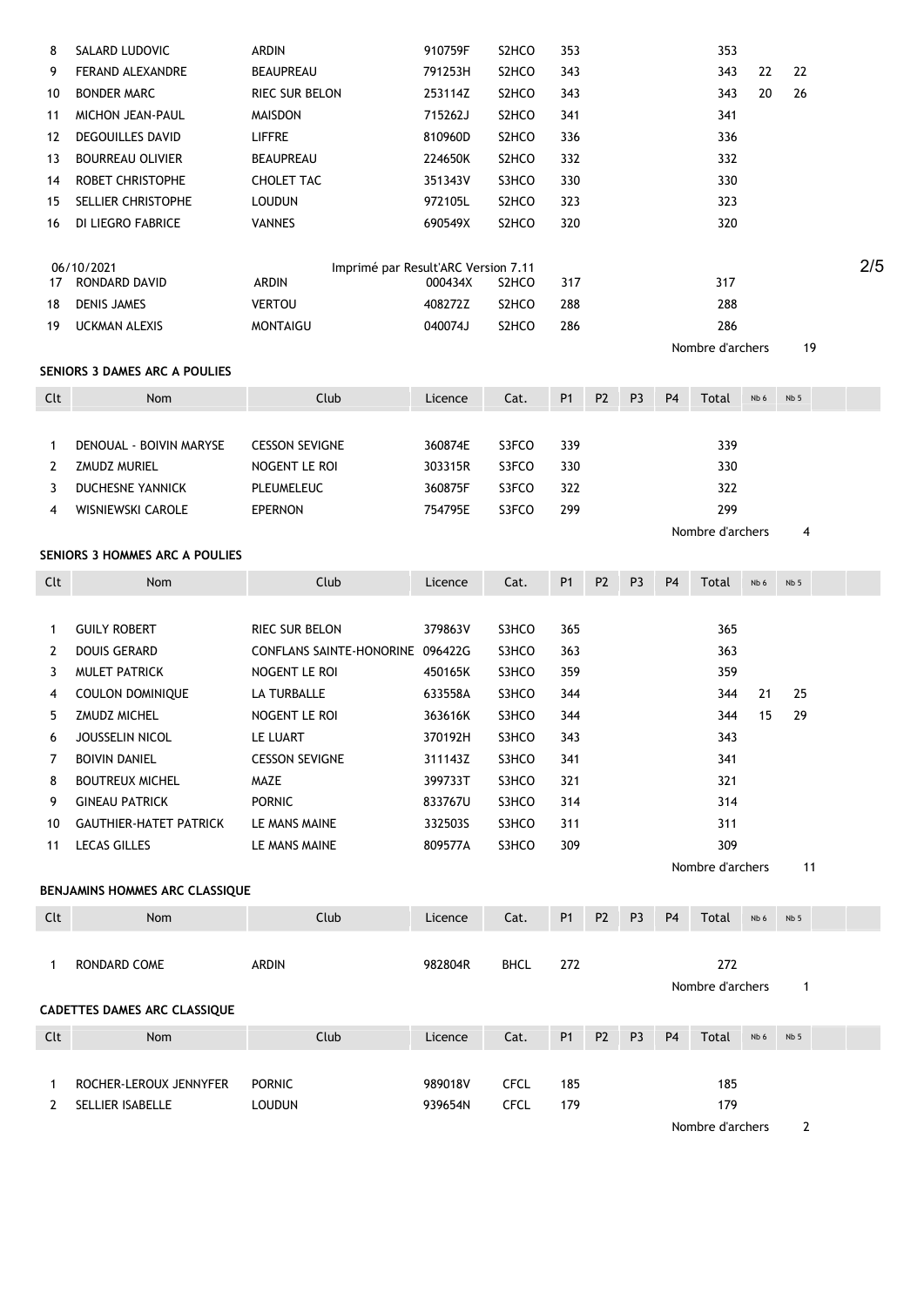| Clt | Nom | Club | Licence | Cat. | P1 | P2 | P3 | P4 | Total | Nb 6 | Nb 5 |
|---|---|---|---|---|---|---|---|---|---|---|---|
| 8 | SALARD LUDOVIC | ARDIN | 910759F | S2HCO | 353 | | | | 353 | | |
| 9 | FERAND ALEXANDRE | BEAUPREAU | 791253H | S2HCO | 343 | | | | 343 | 22 | 22 |
| 10 | BONDER MARC | RIEC SUR BELON | 253114Z | S2HCO | 343 | | | | 343 | 20 | 26 |
| 11 | MICHON JEAN-PAUL | MAISDON | 715262J | S2HCO | 341 | | | | 341 | | |
| 12 | DEGOUILLES DAVID | LIFFRE | 810960D | S2HCO | 336 | | | | 336 | | |
| 13 | BOURREAU OLIVIER | BEAUPREAU | 224650K | S2HCO | 332 | | | | 332 | | |
| 14 | ROBET CHRISTOPHE | CHOLET TAC | 351343V | S3HCO | 330 | | | | 330 | | |
| 15 | SELLIER CHRISTOPHE | LOUDUN | 972105L | S2HCO | 323 | | | | 323 | | |
| 16 | DI LIEGRO FABRICE | VANNES | 690549X | S2HCO | 320 | | | | 320 | | |
| 17 | RONDARD DAVID | ARDIN | 000434X | S2HCO | 317 | | | | 317 | | |
| 18 | DENIS JAMES | VERTOU | 408272Z | S2HCO | 288 | | | | 288 | | |
| 19 | UCKMAN ALEXIS | MONTAIGU | 040074J | S2HCO | 286 | | | | 286 | | |

Nombre d'archers 19

**SENIORS 3 DAMES ARC A POULIES**

| Clt | Nom | Club | Licence | Cat. | P1 | P2 | P3 | P4 | Total | Nb 6 | Nb 5 |
|---|---|---|---|---|---|---|---|---|---|---|---|
| 1 | DENOUAL - BOIVIN MARYSE | CESSON SEVIGNE | 360874E | S3FCO | 339 | | | | 339 | | |
| 2 | ZMUDZ MURIEL | NOGENT LE ROI | 303315R | S3FCO | 330 | | | | 330 | | |
| 3 | DUCHESNE YANNICK | PLEUMELEUC | 360875F | S3FCO | 322 | | | | 322 | | |
| 4 | WISNIEWSKI CAROLE | EPERNON | 754795E | S3FCO | 299 | | | | 299 | | |

Nombre d'archers 4

**SENIORS 3 HOMMES ARC A POULIES**

| Clt | Nom | Club | Licence | Cat. | P1 | P2 | P3 | P4 | Total | Nb 6 | Nb 5 |
|---|---|---|---|---|---|---|---|---|---|---|---|
| 1 | GUILY ROBERT | RIEC SUR BELON | 379863V | S3HCO | 365 | | | | 365 | | |
| 2 | DOUIS GERARD | CONFLANS SAINTE-HONORINE | 096422G | S3HCO | 363 | | | | 363 | | |
| 3 | MULET PATRICK | NOGENT LE ROI | 450165K | S3HCO | 359 | | | | 359 | | |
| 4 | COULON DOMINIQUE | LA TURBALLE | 633558A | S3HCO | 344 | | | | 344 | 21 | 25 |
| 5 | ZMUDZ MICHEL | NOGENT LE ROI | 363616K | S3HCO | 344 | | | | 344 | 15 | 29 |
| 6 | JOUSSELIN NICOL | LE LUART | 370192H | S3HCO | 343 | | | | 343 | | |
| 7 | BOIVIN DANIEL | CESSON SEVIGNE | 311143Z | S3HCO | 341 | | | | 341 | | |
| 8 | BOUTREUX MICHEL | MAZE | 399733T | S3HCO | 321 | | | | 321 | | |
| 9 | GINEAU PATRICK | PORNIC | 833767U | S3HCO | 314 | | | | 314 | | |
| 10 | GAUTHIER-HATET PATRICK | LE MANS MAINE | 332503S | S3HCO | 311 | | | | 311 | | |
| 11 | LECAS GILLES | LE MANS MAINE | 809577A | S3HCO | 309 | | | | 309 | | |

Nombre d'archers 11

**BENJAMINS HOMMES ARC CLASSIQUE**

| Clt | Nom | Club | Licence | Cat. | P1 | P2 | P3 | P4 | Total | Nb 6 | Nb 5 |
|---|---|---|---|---|---|---|---|---|---|---|---|
| 1 | RONDARD COME | ARDIN | 982804R | BHCL | 272 | | | | 272 | | |

Nombre d'archers 1

**CADETTES DAMES ARC CLASSIQUE**

| Clt | Nom | Club | Licence | Cat. | P1 | P2 | P3 | P4 | Total | Nb 6 | Nb 5 |
|---|---|---|---|---|---|---|---|---|---|---|---|
| 1 | ROCHER-LEROUX JENNYFER | PORNIC | 989018V | CFCL | 185 | | | | 185 | | |
| 2 | SELLIER ISABELLE | LOUDUN | 939654N | CFCL | 179 | | | | 179 | | |

Nombre d'archers 2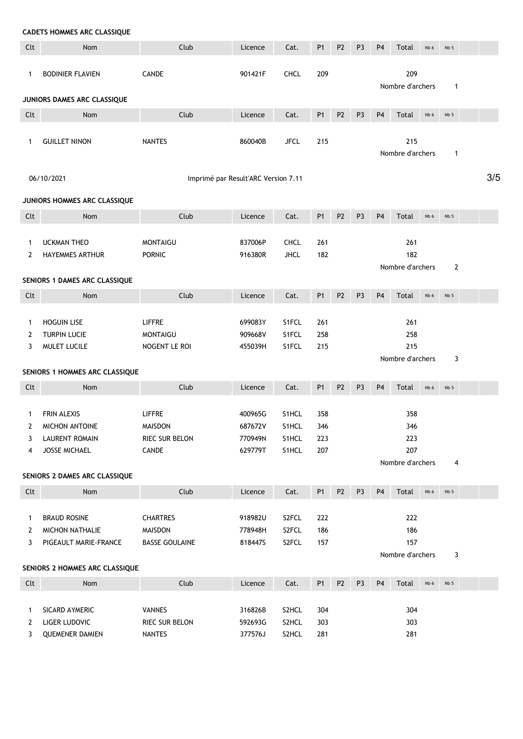### CADETS HOMMES ARC CLASSIQUE

| Clt | Nom | Club | Licence | Cat. | P1 | P2 | P3 | P4 | Total | Nb 6 | Nb 5 |
|---|---|---|---|---|---|---|---|---|---|---|---|
| 1 | BODINIER FLAVIEN | CANDE | 901421F | CHCL | 209 | | | | 209 | | |

Nombre d'archers 1

### JUNIORS DAMES ARC CLASSIQUE

| Clt | Nom | Club | Licence | Cat. | P1 | P2 | P3 | P4 | Total | Nb 6 | Nb 5 |
|---|---|---|---|---|---|---|---|---|---|---|---|
| 1 | GUILLET NINON | NANTES | 860040B | JFCL | 215 | | | | 215 | | |

Nombre d'archers 1

### JUNIORS HOMMES ARC CLASSIQUE

| Clt | Nom | Club | Licence | Cat. | P1 | P2 | P3 | P4 | Total | Nb 6 | Nb 5 |
|---|---|---|---|---|---|---|---|---|---|---|---|
| 1 | UCKMAN THEO | MONTAIGU | 837006P | CHCL | 261 | | | | 261 | | |
| 2 | HAYEMMES ARTHUR | PORNIC | 916380R | JHCL | 182 | | | | 182 | | |

Nombre d'archers 2

### SENIORS 1 DAMES ARC CLASSIQUE

| Clt | Nom | Club | Licence | Cat. | P1 | P2 | P3 | P4 | Total | Nb 6 | Nb 5 |
|---|---|---|---|---|---|---|---|---|---|---|---|
| 1 | HOGUIN LISE | LIFFRE | 699083Y | S1FCL | 261 | | | | 261 | | |
| 2 | TURPIN LUCIE | MONTAIGU | 909668V | S1FCL | 258 | | | | 258 | | |
| 3 | MULET LUCILE | NOGENT LE ROI | 455039H | S1FCL | 215 | | | | 215 | | |

Nombre d'archers 3

### SENIORS 1 HOMMES ARC CLASSIQUE

| Clt | Nom | Club | Licence | Cat. | P1 | P2 | P3 | P4 | Total | Nb 6 | Nb 5 |
|---|---|---|---|---|---|---|---|---|---|---|---|
| 1 | FRIN ALEXIS | LIFFRE | 400965G | S1HCL | 358 | | | | 358 | | |
| 2 | MICHON ANTOINE | MAISDON | 687672V | S1HCL | 346 | | | | 346 | | |
| 3 | LAURENT ROMAIN | RIEC SUR BELON | 770949N | S1HCL | 223 | | | | 223 | | |
| 4 | JOSSE MICHAEL | CANDE | 629779T | S1HCL | 207 | | | | 207 | | |

Nombre d'archers 4

### SENIORS 2 DAMES ARC CLASSIQUE

| Clt | Nom | Club | Licence | Cat. | P1 | P2 | P3 | P4 | Total | Nb 6 | Nb 5 |
|---|---|---|---|---|---|---|---|---|---|---|---|
| 1 | BRAUD ROSINE | CHARTRES | 918982U | S2FCL | 222 | | | | 222 | | |
| 2 | MICHON NATHALIE | MAISDON | 778948H | S2FCL | 186 | | | | 186 | | |
| 3 | PIGEAULT MARIE-FRANCE | BASSE GOULAINE | 818447S | S2FCL | 157 | | | | 157 | | |

Nombre d'archers 3

### SENIORS 2 HOMMES ARC CLASSIQUE

| Clt | Nom | Club | Licence | Cat. | P1 | P2 | P3 | P4 | Total | Nb 6 | Nb 5 |
|---|---|---|---|---|---|---|---|---|---|---|---|
| 1 | SICARD AYMERIC | VANNES | 316826B | S2HCL | 304 | | | | 304 | | |
| 2 | LIGER LUDOVIC | RIEC SUR BELON | 592693G | S2HCL | 303 | | | | 303 | | |
| 3 | QUEMENER DAMIEN | NANTES | 377576J | S2HCL | 281 | | | | 281 | | |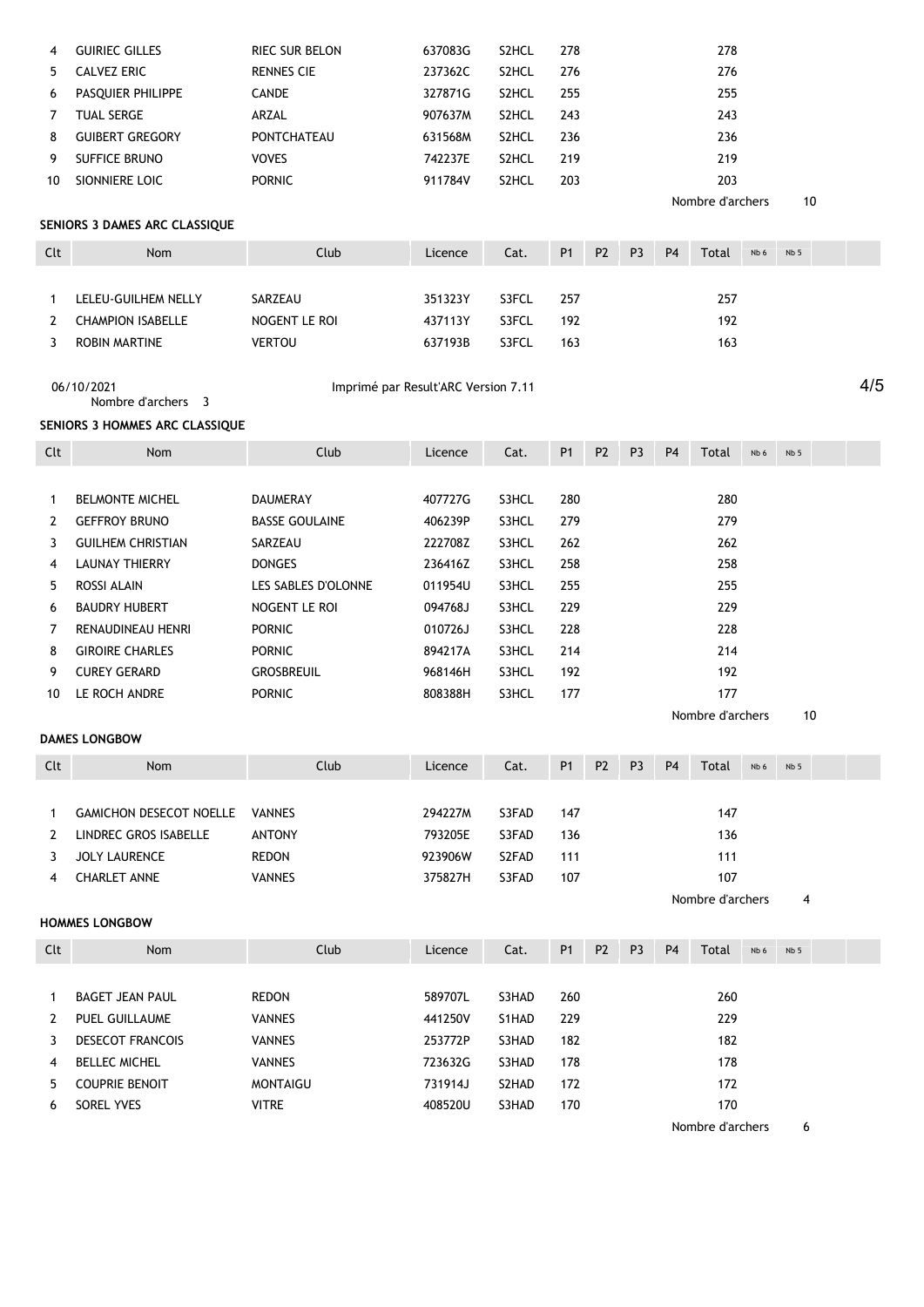| Clt | Nom | Club | Licence | Cat. | P1 | P2 | P3 | P4 | Total | Nb 6 | Nb 5 | | |
|---|---|---|---|---|---|---|---|---|---|---|---|---|---|
| 4 | GUIRIEC GILLES | RIEC SUR BELON | 637083G | S2HCL | 278 | | | | 278 | | | | |
| 5 | CALVEZ ERIC | RENNES CIE | 237362C | S2HCL | 276 | | | | 276 | | | | |
| 6 | PASQUIER PHILIPPE | CANDE | 327871G | S2HCL | 255 | | | | 255 | | | | |
| 7 | TUAL SERGE | ARZAL | 907637M | S2HCL | 243 | | | | 243 | | | | |
| 8 | GUIBERT GREGORY | PONTCHATEAU | 631568M | S2HCL | 236 | | | | 236 | | | | |
| 9 | SUFFICE BRUNO | VOVES | 742237E | S2HCL | 219 | | | | 219 | | | | |
| 10 | SIONNIERE LOIC | PORNIC | 911784V | S2HCL | 203 | | | | 203 | | | | |

Nombre d'archers 10

**SENIORS 3 DAMES ARC CLASSIQUE**

| Clt | Nom | Club | Licence | Cat. | P1 | P2 | P3 | P4 | Total | Nb 6 | Nb 5 | | |
|---|---|---|---|---|---|---|---|---|---|---|---|---|---|
| 1 | LELEU-GUILHEM NELLY | SARZEAU | 351323Y | S3FCL | 257 | | | | 257 | | | | |
| 2 | CHAMPION ISABELLE | NOGENT LE ROI | 437113Y | S3FCL | 192 | | | | 192 | | | | |
| 3 | ROBIN MARTINE | VERTOU | 637193B | S3FCL | 163 | | | | 163 | | | | |

06/10/2021 Imprimé par Result'ARC Version 7.11

Nombre d'archers 3

**SENIORS 3 HOMMES ARC CLASSIQUE**

| Clt | Nom | Club | Licence | Cat. | P1 | P2 | P3 | P4 | Total | Nb 6 | Nb 5 | | |
|---|---|---|---|---|---|---|---|---|---|---|---|---|---|
| 1 | BELMONTE MICHEL | DAUMERAY | 407727G | S3HCL | 280 | | | | 280 | | | | |
| 2 | GEFFROY BRUNO | BASSE GOULAINE | 406239P | S3HCL | 279 | | | | 279 | | | | |
| 3 | GUILHEM CHRISTIAN | SARZEAU | 222708Z | S3HCL | 262 | | | | 262 | | | | |
| 4 | LAUNAY THIERRY | DONGES | 236416Z | S3HCL | 258 | | | | 258 | | | | |
| 5 | ROSSI ALAIN | LES SABLES D'OLONNE | 011954U | S3HCL | 255 | | | | 255 | | | | |
| 6 | BAUDRY HUBERT | NOGENT LE ROI | 094768J | S3HCL | 229 | | | | 229 | | | | |
| 7 | RENAUDINEAU HENRI | PORNIC | 010726J | S3HCL | 228 | | | | 228 | | | | |
| 8 | GIROIRE CHARLES | PORNIC | 894217A | S3HCL | 214 | | | | 214 | | | | |
| 9 | CUREY GERARD | GROSBREUIL | 968146H | S3HCL | 192 | | | | 192 | | | | |
| 10 | LE ROCH ANDRE | PORNIC | 808388H | S3HCL | 177 | | | | 177 | | | | |

Nombre d'archers 10

**DAMES LONGBOW**

| Clt | Nom | Club | Licence | Cat. | P1 | P2 | P3 | P4 | Total | Nb 6 | Nb 5 | | |
|---|---|---|---|---|---|---|---|---|---|---|---|---|---|
| 1 | GAMICHON DESECOT NOELLE | VANNES | 294227M | S3FAD | 147 | | | | 147 | | | | |
| 2 | LINDREC GROS ISABELLE | ANTONY | 793205E | S3FAD | 136 | | | | 136 | | | | |
| 3 | JOLY LAURENCE | REDON | 923906W | S2FAD | 111 | | | | 111 | | | | |
| 4 | CHARLET ANNE | VANNES | 375827H | S3FAD | 107 | | | | 107 | | | | |

Nombre d'archers 4

**HOMMES LONGBOW**

| Clt | Nom | Club | Licence | Cat. | P1 | P2 | P3 | P4 | Total | Nb 6 | Nb 5 | | |
|---|---|---|---|---|---|---|---|---|---|---|---|---|---|
| 1 | BAGET JEAN PAUL | REDON | 589707L | S3HAD | 260 | | | | 260 | | | | |
| 2 | PUEL GUILLAUME | VANNES | 441250V | S1HAD | 229 | | | | 229 | | | | |
| 3 | DESECOT FRANCOIS | VANNES | 253772P | S3HAD | 182 | | | | 182 | | | | |
| 4 | BELLEC MICHEL | VANNES | 723632G | S3HAD | 178 | | | | 178 | | | | |
| 5 | COUPRIE BENOIT | MONTAIGU | 731914J | S2HAD | 172 | | | | 172 | | | | |
| 6 | SOREL YVES | VITRE | 408520U | S3HAD | 170 | | | | 170 | | | | |

Nombre d'archers 6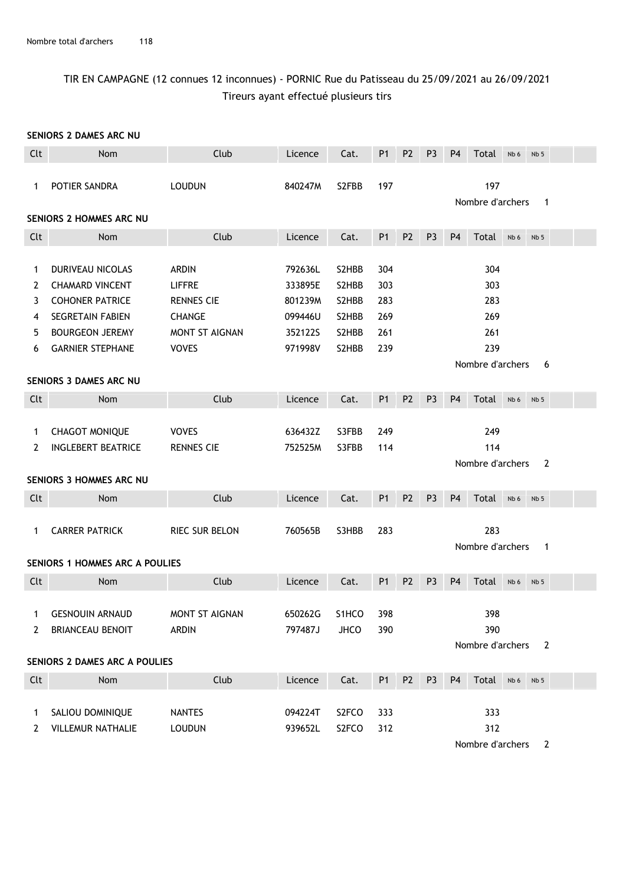Nombre total d'archers 118

## TIR EN CAMPAGNE (12 connues 12 inconnues) - PORNIC Rue du Patisseau du 25/09/2021 au 26/09/2021
### Tireurs ayant effectué plusieurs tirs

**SENIORS 2 DAMES ARC NU**

| Clt | Nom | Club | Licence | Cat. | P1 | P2 | P3 | P4 | Total | Nb 6 | Nb 5 |
|---|---|---|---|---|---|---|---|---|---|---|---|
| 1 | POTIER SANDRA | LOUDUN | 840247M | S2FBB | 197 | | | | 197 | | |

Nombre d'archers 1

**SENIORS 2 HOMMES ARC NU**

| Clt | Nom | Club | Licence | Cat. | P1 | P2 | P3 | P4 | Total | Nb 6 | Nb 5 |
|---|---|---|---|---|---|---|---|---|---|---|---|
| 1 | DURIVEAU NICOLAS | ARDIN | 792636L | S2HBB | 304 | | | | 304 | | |
| 2 | CHAMARD VINCENT | LIFFRE | 333895E | S2HBB | 303 | | | | 303 | | |
| 3 | COHONER PATRICE | RENNES CIE | 801239M | S2HBB | 283 | | | | 283 | | |
| 4 | SEGRETAIN FABIEN | CHANGE | 099446U | S2HBB | 269 | | | | 269 | | |
| 5 | BOURGEON JEREMY | MONT ST AIGNAN | 352122S | S2HBB | 261 | | | | 261 | | |
| 6 | GARNIER STEPHANE | VOVES | 971998V | S2HBB | 239 | | | | 239 | | |

Nombre d'archers 6

**SENIORS 3 DAMES ARC NU**

| Clt | Nom | Club | Licence | Cat. | P1 | P2 | P3 | P4 | Total | Nb 6 | Nb 5 |
|---|---|---|---|---|---|---|---|---|---|---|---|
| 1 | CHAGOT MONIQUE | VOVES | 636432Z | S3FBB | 249 | | | | 249 | | |
| 2 | INGLEBERT BEATRICE | RENNES CIE | 752525M | S3FBB | 114 | | | | 114 | | |

Nombre d'archers 2

**SENIORS 3 HOMMES ARC NU**

| Clt | Nom | Club | Licence | Cat. | P1 | P2 | P3 | P4 | Total | Nb 6 | Nb 5 |
|---|---|---|---|---|---|---|---|---|---|---|---|
| 1 | CARRER PATRICK | RIEC SUR BELON | 760565B | S3HBB | 283 | | | | 283 | | |

Nombre d'archers 1

**SENIORS 1 HOMMES ARC A POULIES**

| Clt | Nom | Club | Licence | Cat. | P1 | P2 | P3 | P4 | Total | Nb 6 | Nb 5 |
|---|---|---|---|---|---|---|---|---|---|---|---|
| 1 | GESNOUIN ARNAUD | MONT ST AIGNAN | 650262G | S1HCO | 398 | | | | 398 | | |
| 2 | BRIANCEAU BENOIT | ARDIN | 797487J | JHCO | 390 | | | | 390 | | |

Nombre d'archers 2

**SENIORS 2 DAMES ARC A POULIES**

| Clt | Nom | Club | Licence | Cat. | P1 | P2 | P3 | P4 | Total | Nb 6 | Nb 5 |
|---|---|---|---|---|---|---|---|---|---|---|---|
| 1 | SALIOU DOMINIQUE | NANTES | 094224T | S2FCO | 333 | | | | 333 | | |
| 2 | VILLEMUR NATHALIE | LOUDUN | 939652L | S2FCO | 312 | | | | 312 | | |

Nombre d'archers 2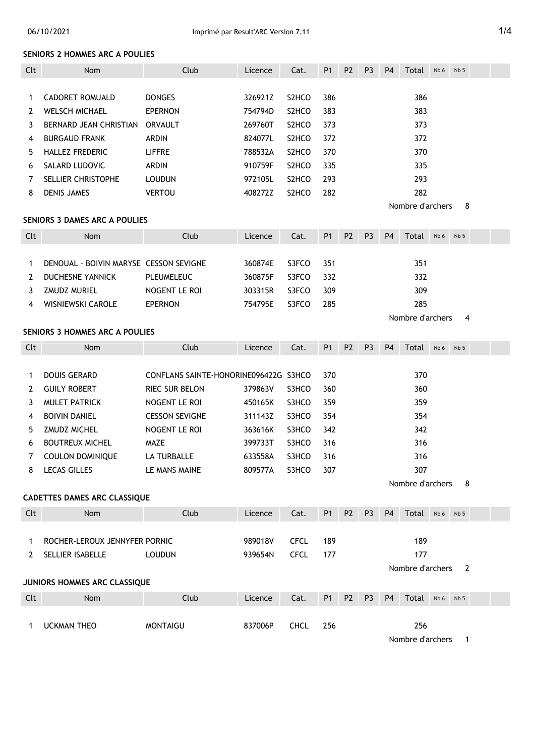### SENIORS 2 HOMMES ARC A POULIES

| Clt | Nom | Club | Licence | Cat. | P1 | P2 | P3 | P4 | Total | Nb 6 | Nb 5 |
|---|---|---|---|---|---|---|---|---|---|---|---|
| 1 | CADORET ROMUALD | DONGES | 326921Z | S2HCO | 386 | | | | 386 | | |
| 2 | WELSCH MICHAEL | EPERNON | 754794D | S2HCO | 383 | | | | 383 | | |
| 3 | BERNARD JEAN CHRISTIAN | ORVAULT | 269760T | S2HCO | 373 | | | | 373 | | |
| 4 | BURGAUD FRANK | ARDIN | 824077L | S2HCO | 372 | | | | 372 | | |
| 5 | HALLEZ FREDERIC | LIFFRE | 788532A | S2HCO | 370 | | | | 370 | | |
| 6 | SALARD LUDOVIC | ARDIN | 910759F | S2HCO | 335 | | | | 335 | | |
| 7 | SELLIER CHRISTOPHE | LOUDUN | 972105L | S2HCO | 293 | | | | 293 | | |
| 8 | DENIS JAMES | VERTOU | 408272Z | S2HCO | 282 | | | | 282 | | |

Nombre d'archers 8

### SENIORS 3 DAMES ARC A POULIES

| Clt | Nom | Club | Licence | Cat. | P1 | P2 | P3 | P4 | Total | Nb 6 | Nb 5 |
|---|---|---|---|---|---|---|---|---|---|---|---|
| 1 | DENOUAL - BOIVIN MARYSE | CESSON SEVIGNE | 360874E | S3FCO | 351 | | | | 351 | | |
| 2 | DUCHESNE YANNICK | PLEUMELEUC | 360875F | S3FCO | 332 | | | | 332 | | |
| 3 | ZMUDZ MURIEL | NOGENT LE ROI | 303315R | S3FCO | 309 | | | | 309 | | |
| 4 | WISNIEWSKI CAROLE | EPERNON | 754795E | S3FCO | 285 | | | | 285 | | |

Nombre d'archers 4

### SENIORS 3 HOMMES ARC A POULIES

| Clt | Nom | Club | Licence | Cat. | P1 | P2 | P3 | P4 | Total | Nb 6 | Nb 5 |
|---|---|---|---|---|---|---|---|---|---|---|---|
| 1 | DOUIS GERARD | CONFLANS SAINTE-HONORINE | 096422G | S3HCO | 370 | | | | 370 | | |
| 2 | GUILY ROBERT | RIEC SUR BELON | 379863V | S3HCO | 360 | | | | 360 | | |
| 3 | MULET PATRICK | NOGENT LE ROI | 450165K | S3HCO | 359 | | | | 359 | | |
| 4 | BOIVIN DANIEL | CESSON SEVIGNE | 311143Z | S3HCO | 354 | | | | 354 | | |
| 5 | ZMUDZ MICHEL | NOGENT LE ROI | 363616K | S3HCO | 342 | | | | 342 | | |
| 6 | BOUTREUX MICHEL | MAZE | 399733T | S3HCO | 316 | | | | 316 | | |
| 7 | COULON DOMINIQUE | LA TURBALLE | 633558A | S3HCO | 316 | | | | 316 | | |
| 8 | LECAS GILLES | LE MANS MAINE | 809577A | S3HCO | 307 | | | | 307 | | |

Nombre d'archers 8

### CADETTES DAMES ARC CLASSIQUE

| Clt | Nom | Club | Licence | Cat. | P1 | P2 | P3 | P4 | Total | Nb 6 | Nb 5 |
|---|---|---|---|---|---|---|---|---|---|---|---|
| 1 | ROCHER-LEROUX JENNYFER | PORNIC | 989018V | CFCL | 189 | | | | 189 | | |
| 2 | SELLIER ISABELLE | LOUDUN | 939654N | CFCL | 177 | | | | 177 | | |

Nombre d'archers 2

### JUNIORS HOMMES ARC CLASSIQUE

| Clt | Nom | Club | Licence | Cat. | P1 | P2 | P3 | P4 | Total | Nb 6 | Nb 5 |
|---|---|---|---|---|---|---|---|---|---|---|---|
| 1 | UCKMAN THEO | MONTAIGU | 837006P | CHCL | 256 | | | | 256 | | |

Nombre d'archers 1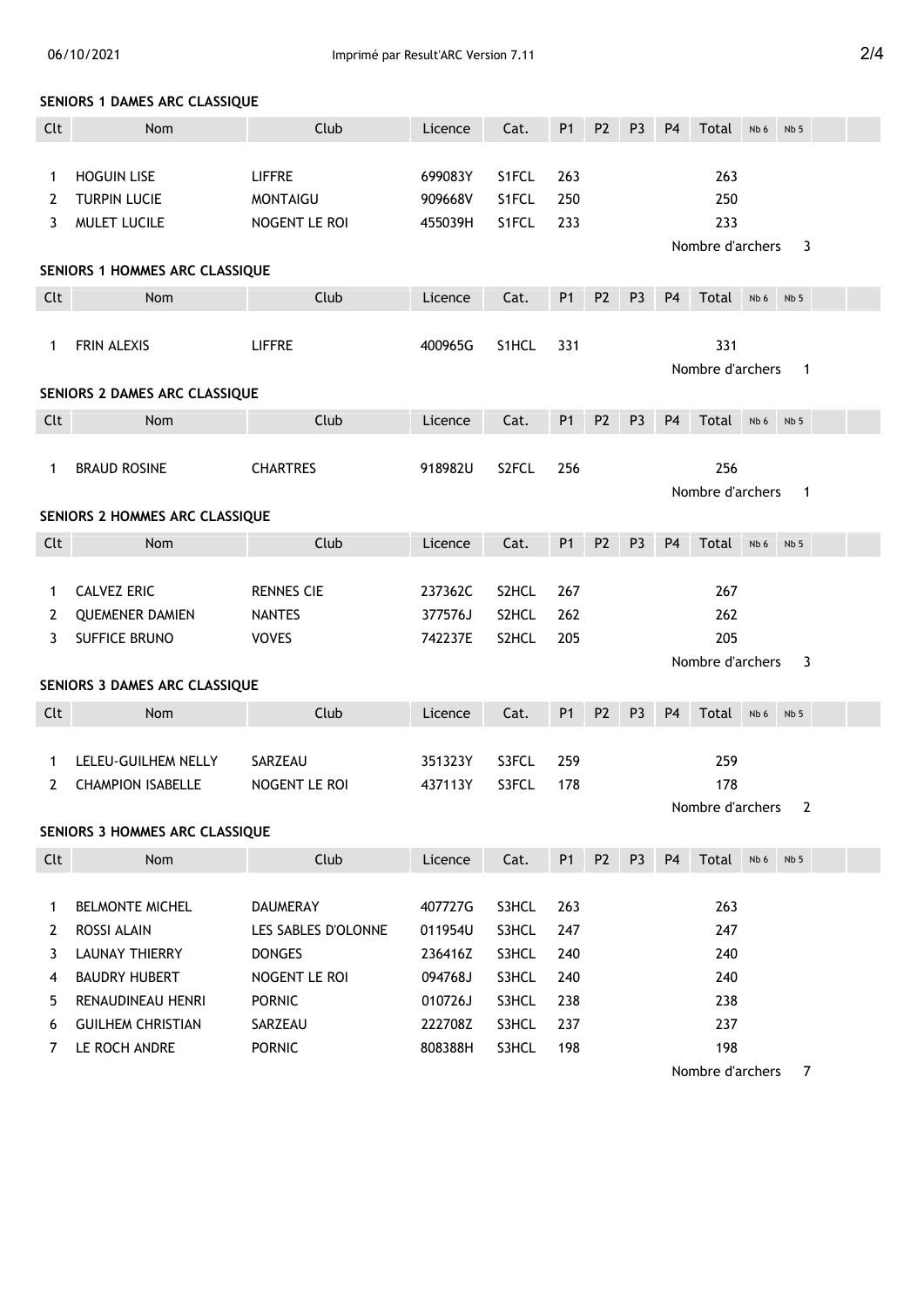## SENIORS 1 DAMES ARC CLASSIQUE

| Clt | Nom | Club | Licence | Cat. | P1 | P2 | P3 | P4 | Total | Nb 6 | Nb 5 |
|---|---|---|---|---|---|---|---|---|---|---|---|
| 1 | HOGUIN LISE | LIFFRE | 699083Y | S1FCL | 263 | | | | 263 | | |
| 2 | TURPIN LUCIE | MONTAIGU | 909668V | S1FCL | 250 | | | | 250 | | |
| 3 | MULET LUCILE | NOGENT LE ROI | 455039H | S1FCL | 233 | | | | 233 | | |

Nombre d'archers 3

## SENIORS 1 HOMMES ARC CLASSIQUE

| Clt | Nom | Club | Licence | Cat. | P1 | P2 | P3 | P4 | Total | Nb 6 | Nb 5 |
|---|---|---|---|---|---|---|---|---|---|---|---|
| 1 | FRIN ALEXIS | LIFFRE | 400965G | S1HCL | 331 | | | | 331 | | |

Nombre d'archers 1

## SENIORS 2 DAMES ARC CLASSIQUE

| Clt | Nom | Club | Licence | Cat. | P1 | P2 | P3 | P4 | Total | Nb 6 | Nb 5 |
|---|---|---|---|---|---|---|---|---|---|---|---|
| 1 | BRAUD ROSINE | CHARTRES | 918982U | S2FCL | 256 | | | | 256 | | |

Nombre d'archers 1

## SENIORS 2 HOMMES ARC CLASSIQUE

| Clt | Nom | Club | Licence | Cat. | P1 | P2 | P3 | P4 | Total | Nb 6 | Nb 5 |
|---|---|---|---|---|---|---|---|---|---|---|---|
| 1 | CALVEZ ERIC | RENNES CIE | 237362C | S2HCL | 267 | | | | 267 | | |
| 2 | QUEMENER DAMIEN | NANTES | 377576J | S2HCL | 262 | | | | 262 | | |
| 3 | SUFFICE BRUNO | VOVES | 742237E | S2HCL | 205 | | | | 205 | | |

Nombre d'archers 3

## SENIORS 3 DAMES ARC CLASSIQUE

| Clt | Nom | Club | Licence | Cat. | P1 | P2 | P3 | P4 | Total | Nb 6 | Nb 5 |
|---|---|---|---|---|---|---|---|---|---|---|---|
| 1 | LELEU-GUILHEM NELLY | SARZEAU | 351323Y | S3FCL | 259 | | | | 259 | | |
| 2 | CHAMPION ISABELLE | NOGENT LE ROI | 437113Y | S3FCL | 178 | | | | 178 | | |

Nombre d'archers 2

## SENIORS 3 HOMMES ARC CLASSIQUE

| Clt | Nom | Club | Licence | Cat. | P1 | P2 | P3 | P4 | Total | Nb 6 | Nb 5 |
|---|---|---|---|---|---|---|---|---|---|---|---|
| 1 | BELMONTE MICHEL | DAUMERAY | 407727G | S3HCL | 263 | | | | 263 | | |
| 2 | ROSSI ALAIN | LES SABLES D'OLONNE | 011954U | S3HCL | 247 | | | | 247 | | |
| 3 | LAUNAY THIERRY | DONGES | 236416Z | S3HCL | 240 | | | | 240 | | |
| 4 | BAUDRY HUBERT | NOGENT LE ROI | 094768J | S3HCL | 240 | | | | 240 | | |
| 5 | RENAUDINEAU HENRI | PORNIC | 010726J | S3HCL | 238 | | | | 238 | | |
| 6 | GUILHEM CHRISTIAN | SARZEAU | 222708Z | S3HCL | 237 | | | | 237 | | |
| 7 | LE ROCH ANDRE | PORNIC | 808388H | S3HCL | 198 | | | | 198 | | |

Nombre d'archers 7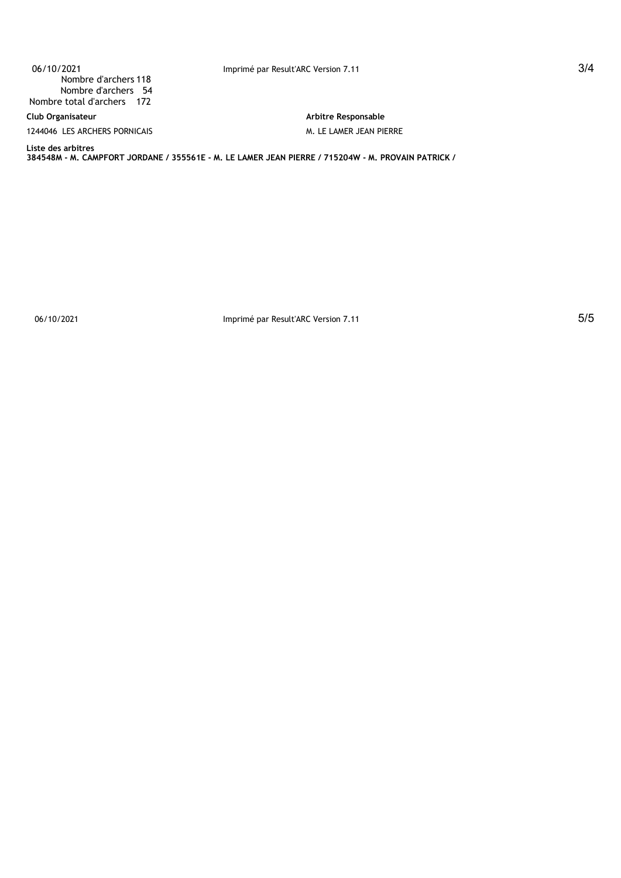Nombre d'archers 118

Nombre d'archers 54

Nombre total d'archers 172

**Club Organisateur**

1244046 LES ARCHERS PORNICAIS

**Arbitre Responsable**

M. LE LAMER JEAN PIERRE

**Liste des arbitres**

**384548M - M. CAMPFORT JORDANE / 355561E - M. LE LAMER JEAN PIERRE / 715204W - M. PROVAIN PATRICK /**